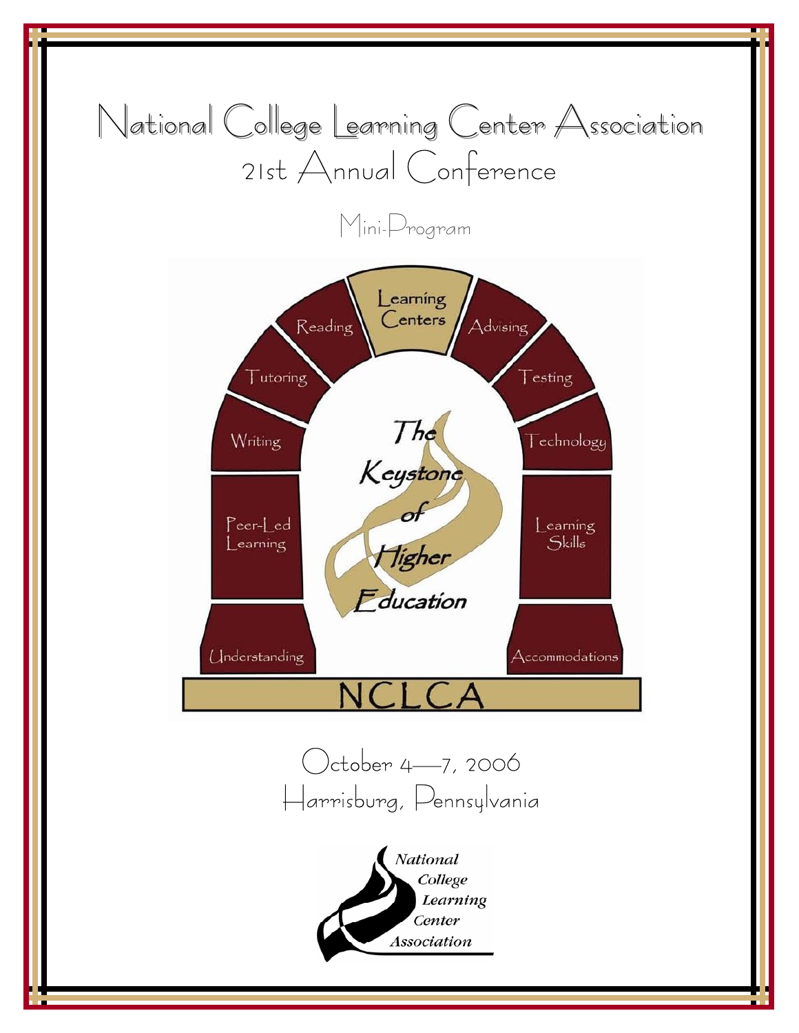# National College Learning Center Association

## 21st Annual Conference

### Mini-Program

Learning Centers

Reading

Advising

Tutoring

Testing

Writing

Technology

Peer-Led Learning

Learning Skills

Understanding

Accommodations

The Keystone of Higher Education

NCLCA

October 4—7, 2006

Harrisburg, Pennsylvania

National College Learning Center Association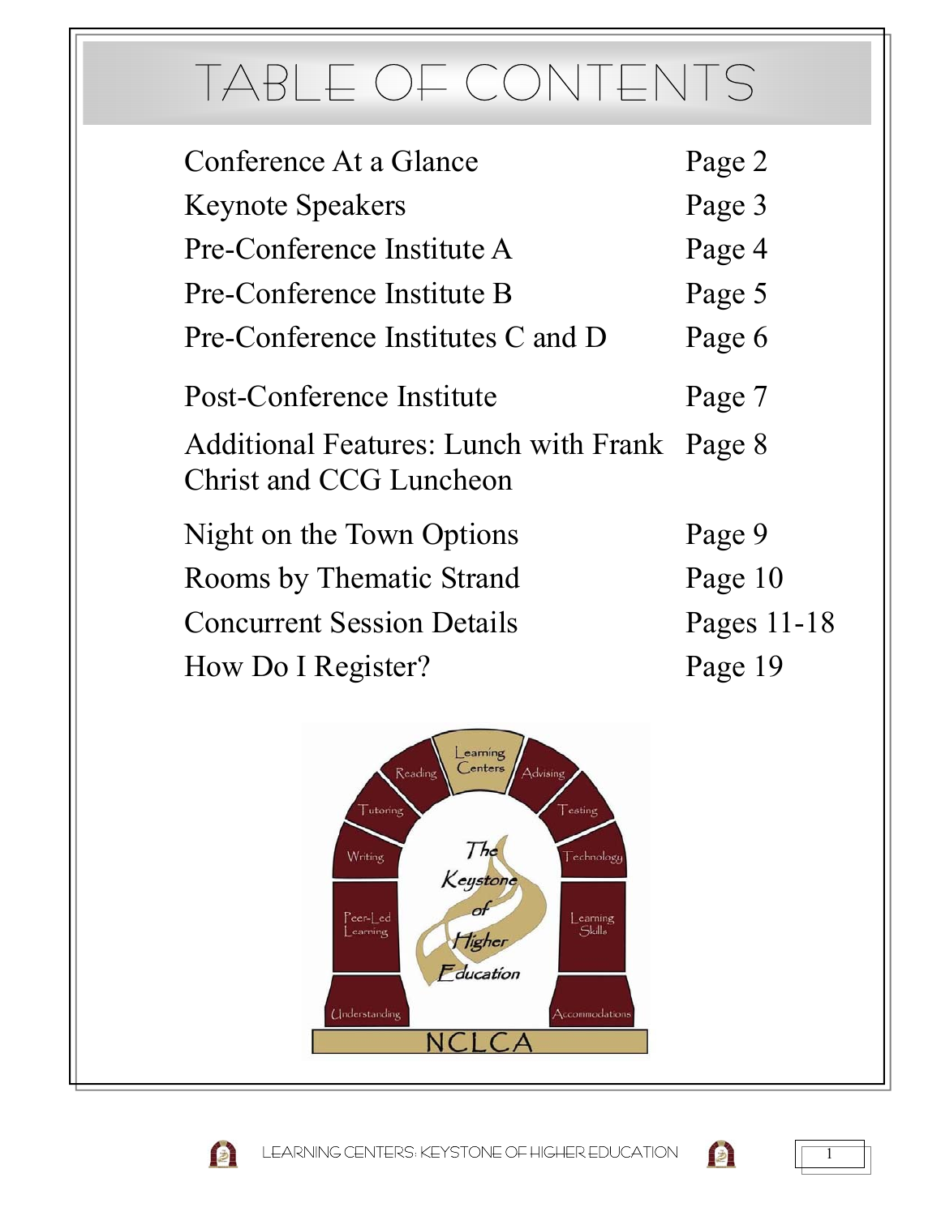# TABLE OF CONTENTS

| | |
|---|---|
| Conference At a Glance | Page 2 |
| Keynote Speakers | Page 3 |
| Pre-Conference Institute A | Page 4 |
| Pre-Conference Institute B | Page 5 |
| Pre-Conference Institutes C and D | Page 6 |
| Post-Conference Institute | Page 7 |
| Additional Features: Lunch with Frank Christ and CCG Luncheon | Page 8 |
| Night on the Town Options | Page 9 |
| Rooms by Thematic Strand | Page 10 |
| Concurrent Session Details | Pages 11-18 |
| How Do I Register? | Page 19 |

Learning Centers
Reading
Advising
Tutoring
Testing
Writing
Technology
Peer-Led Learning
Learning Skills
Understanding
Accommodations
The Keystone of Higher Education
NCLCA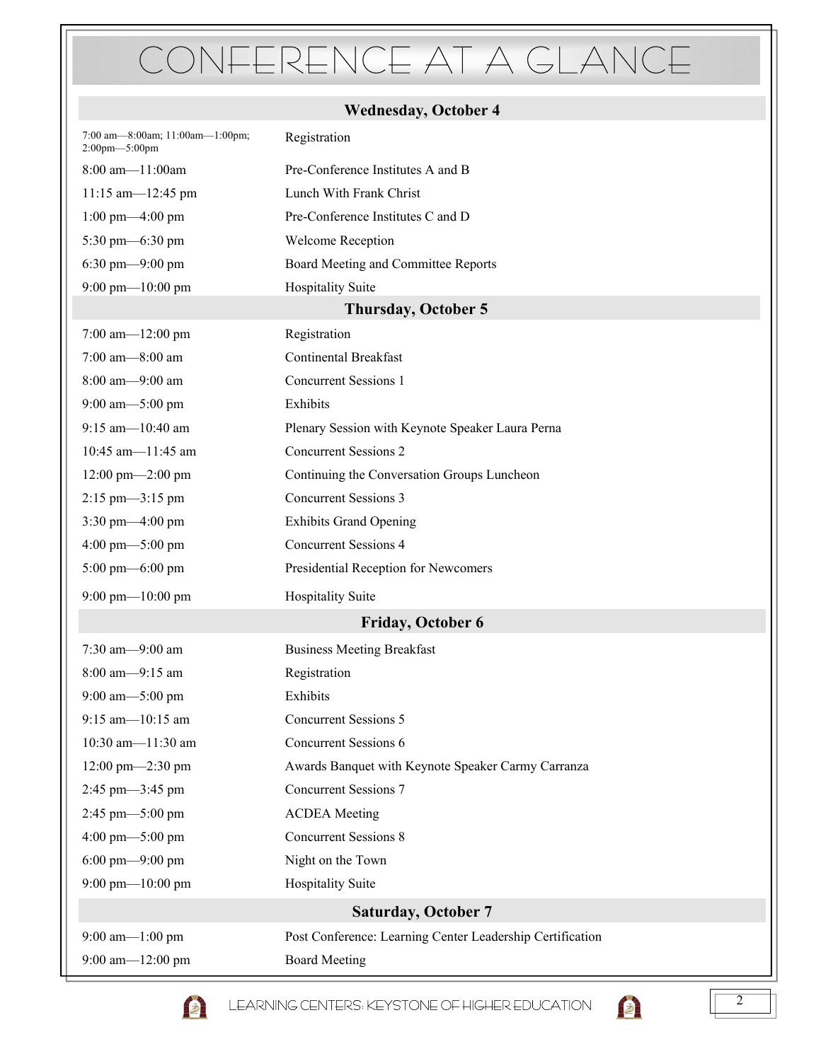# CONFERENCE AT A GLANCE

| | |
|---|---|
| **Wednesday, October 4** | |
| 7:00 am—8:00am; 11:00am—1:00pm; 2:00pm—5:00pm | Registration |
| 8:00 am—11:00am | Pre-Conference Institutes A and B |
| 11:15 am—12:45 pm | Lunch With Frank Christ |
| 1:00 pm—4:00 pm | Pre-Conference Institutes C and D |
| 5:30 pm—6:30 pm | Welcome Reception |
| 6:30 pm—9:00 pm | Board Meeting and Committee Reports |
| 9:00 pm—10:00 pm | Hospitality Suite |
| **Thursday, October 5** | |
| 7:00 am—12:00 pm | Registration |
| 7:00 am—8:00 am | Continental Breakfast |
| 8:00 am—9:00 am | Concurrent Sessions 1 |
| 9:00 am—5:00 pm | Exhibits |
| 9:15 am—10:40 am | Plenary Session with Keynote Speaker Laura Perna |
| 10:45 am—11:45 am | Concurrent Sessions 2 |
| 12:00 pm—2:00 pm | Continuing the Conversation Groups Luncheon |
| 2:15 pm—3:15 pm | Concurrent Sessions 3 |
| 3:30 pm—4:00 pm | Exhibits Grand Opening |
| 4:00 pm—5:00 pm | Concurrent Sessions 4 |
| 5:00 pm—6:00 pm | Presidential Reception for Newcomers |
| 9:00 pm—10:00 pm | Hospitality Suite |
| **Friday, October 6** | |
| 7:30 am—9:00 am | Business Meeting Breakfast |
| 8:00 am—9:15 am | Registration |
| 9:00 am—5:00 pm | Exhibits |
| 9:15 am—10:15 am | Concurrent Sessions 5 |
| 10:30 am—11:30 am | Concurrent Sessions 6 |
| 12:00 pm—2:30 pm | Awards Banquet with Keynote Speaker Carmy Carranza |
| 2:45 pm—3:45 pm | Concurrent Sessions 7 |
| 2:45 pm—5:00 pm | ACDEA Meeting |
| 4:00 pm—5:00 pm | Concurrent Sessions 8 |
| 6:00 pm—9:00 pm | Night on the Town |
| 9:00 pm—10:00 pm | Hospitality Suite |
| **Saturday, October 7** | |
| 9:00 am—1:00 pm | Post Conference: Learning Center Leadership Certification |
| 9:00 am—12:00 pm | Board Meeting |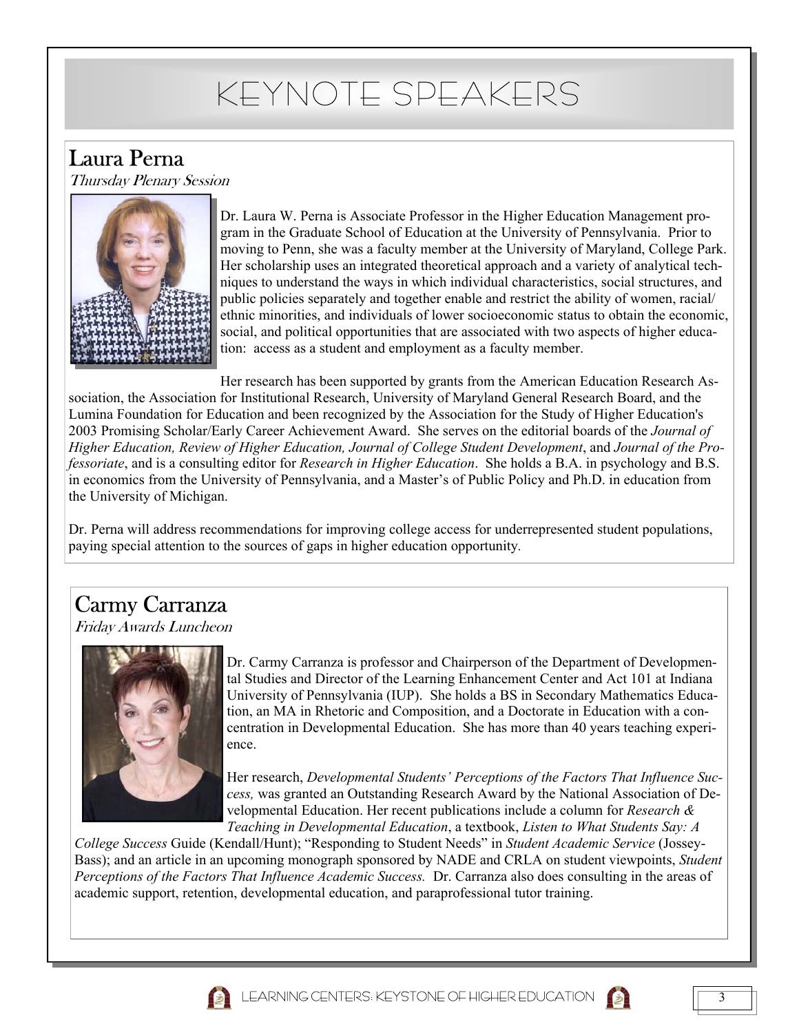# KEYNOTE SPEAKERS

## Laura Perna

*Thursday Plenary Session*

Dr. Laura W. Perna is Associate Professor in the Higher Education Management program in the Graduate School of Education at the University of Pennsylvania. Prior to moving to Penn, she was a faculty member at the University of Maryland, College Park. Her scholarship uses an integrated theoretical approach and a variety of analytical techniques to understand the ways in which individual characteristics, social structures, and public policies separately and together enable and restrict the ability of women, racial/ethnic minorities, and individuals of lower socioeconomic status to obtain the economic, social, and political opportunities that are associated with two aspects of higher education: access as a student and employment as a faculty member.

Her research has been supported by grants from the American Education Research Association, the Association for Institutional Research, University of Maryland General Research Board, and the Lumina Foundation for Education and been recognized by the Association for the Study of Higher Education's 2003 Promising Scholar/Early Career Achievement Award. She serves on the editorial boards of the *Journal of Higher Education, Review of Higher Education, Journal of College Student Development*, and *Journal of the Professoriate*, and is a consulting editor for *Research in Higher Education*. She holds a B.A. in psychology and B.S. in economics from the University of Pennsylvania, and a Master's of Public Policy and Ph.D. in education from the University of Michigan.

Dr. Perna will address recommendations for improving college access for underrepresented student populations, paying special attention to the sources of gaps in higher education opportunity.

## Carmy Carranza

*Friday Awards Luncheon*

Dr. Carmy Carranza is professor and Chairperson of the Department of Developmental Studies and Director of the Learning Enhancement Center and Act 101 at Indiana University of Pennsylvania (IUP). She holds a BS in Secondary Mathematics Education, an MA in Rhetoric and Composition, and a Doctorate in Education with a concentration in Developmental Education. She has more than 40 years teaching experience.

Her research, *Developmental Students' Perceptions of the Factors That Influence Success,* was granted an Outstanding Research Award by the National Association of Developmental Education. Her recent publications include a column for *Research & Teaching in Developmental Education*, a textbook, *Listen to What Students Say: A College Success* Guide (Kendall/Hunt); "Responding to Student Needs" in *Student Academic Service* (Jossey-Bass); and an article in an upcoming monograph sponsored by NADE and CRLA on student viewpoints, *Student Perceptions of the Factors That Influence Academic Success.* Dr. Carranza also does consulting in the areas of academic support, retention, developmental education, and paraprofessional tutor training.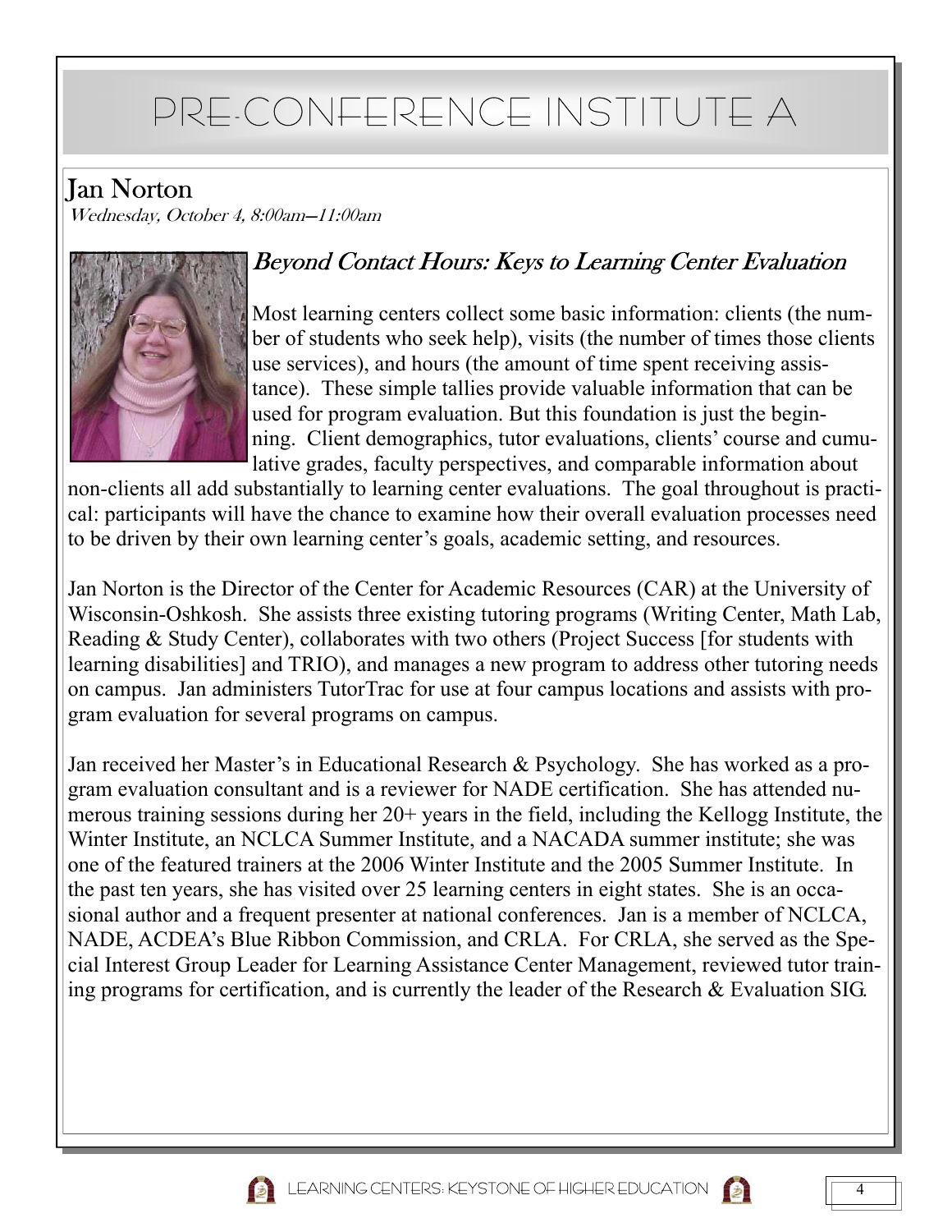# PRE-CONFERENCE INSTITUTE A

## Jan Norton

*Wednesday, October 4, 8:00am—11:00am*

### *Beyond Contact Hours: Keys to Learning Center Evaluation*

Most learning centers collect some basic information: clients (the number of students who seek help), visits (the number of times those clients use services), and hours (the amount of time spent receiving assistance). These simple tallies provide valuable information that can be used for program evaluation. But this foundation is just the beginning. Client demographics, tutor evaluations, clients' course and cumulative grades, faculty perspectives, and comparable information about non-clients all add substantially to learning center evaluations. The goal throughout is practical: participants will have the chance to examine how their overall evaluation processes need to be driven by their own learning center's goals, academic setting, and resources.

Jan Norton is the Director of the Center for Academic Resources (CAR) at the University of Wisconsin-Oshkosh. She assists three existing tutoring programs (Writing Center, Math Lab, Reading & Study Center), collaborates with two others (Project Success [for students with learning disabilities] and TRIO), and manages a new program to address other tutoring needs on campus. Jan administers TutorTrac for use at four campus locations and assists with program evaluation for several programs on campus.

Jan received her Master's in Educational Research & Psychology. She has worked as a program evaluation consultant and is a reviewer for NADE certification. She has attended numerous training sessions during her 20+ years in the field, including the Kellogg Institute, the Winter Institute, an NCLCA Summer Institute, and a NACADA summer institute; she was one of the featured trainers at the 2006 Winter Institute and the 2005 Summer Institute. In the past ten years, she has visited over 25 learning centers in eight states. She is an occasional author and a frequent presenter at national conferences. Jan is a member of NCLCA, NADE, ACDEA's Blue Ribbon Commission, and CRLA. For CRLA, she served as the Special Interest Group Leader for Learning Assistance Center Management, reviewed tutor training programs for certification, and is currently the leader of the Research & Evaluation SIG.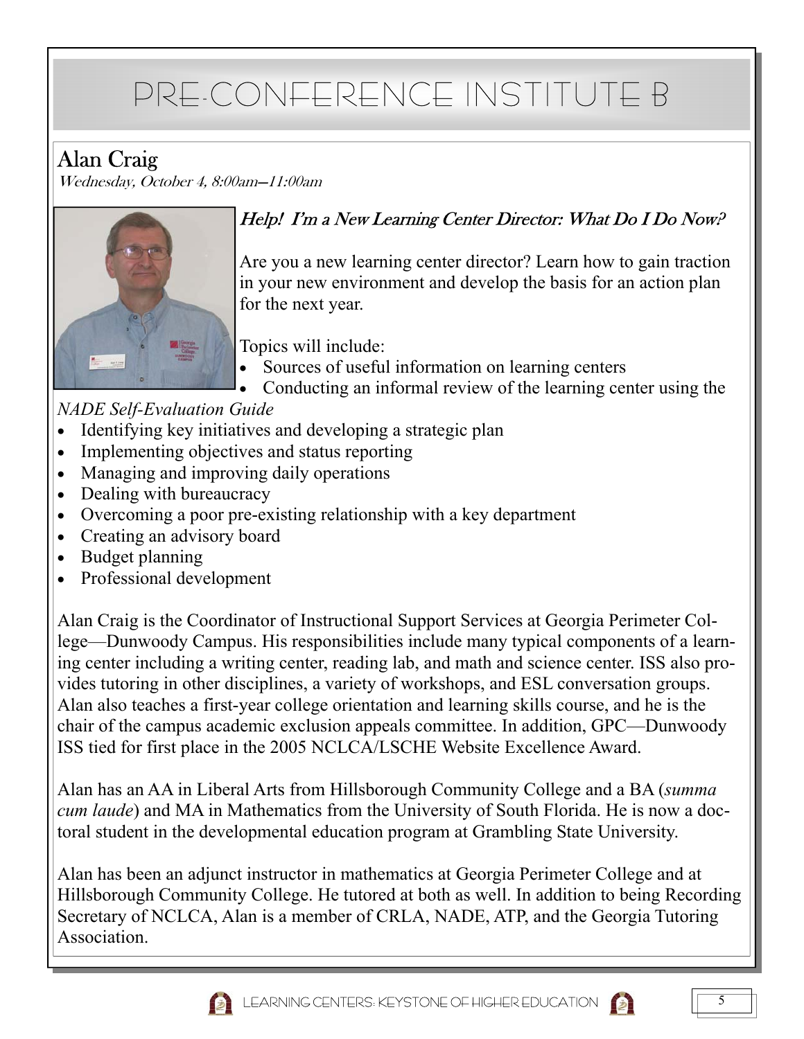# PRE-CONFERENCE INSTITUTE B

## Alan Craig

*Wednesday, October 4, 8:00am—11:00am*

### *Help! I'm a New Learning Center Director: What Do I Do Now?*

Are you a new learning center director? Learn how to gain traction in your new environment and develop the basis for an action plan for the next year.

Topics will include:

- Sources of useful information on learning centers
- Conducting an informal review of the learning center using the *NADE Self-Evaluation Guide*
- Identifying key initiatives and developing a strategic plan
- Implementing objectives and status reporting
- Managing and improving daily operations
- Dealing with bureaucracy
- Overcoming a poor pre-existing relationship with a key department
- Creating an advisory board
- Budget planning
- Professional development

Alan Craig is the Coordinator of Instructional Support Services at Georgia Perimeter College—Dunwoody Campus. His responsibilities include many typical components of a learning center including a writing center, reading lab, and math and science center. ISS also provides tutoring in other disciplines, a variety of workshops, and ESL conversation groups. Alan also teaches a first-year college orientation and learning skills course, and he is the chair of the campus academic exclusion appeals committee. In addition, GPC—Dunwoody ISS tied for first place in the 2005 NCLCA/LSCHE Website Excellence Award.

Alan has an AA in Liberal Arts from Hillsborough Community College and a BA (*summa cum laude*) and MA in Mathematics from the University of South Florida. He is now a doctoral student in the developmental education program at Grambling State University.

Alan has been an adjunct instructor in mathematics at Georgia Perimeter College and at Hillsborough Community College. He tutored at both as well. In addition to being Recording Secretary of NCLCA, Alan is a member of CRLA, NADE, ATP, and the Georgia Tutoring Association.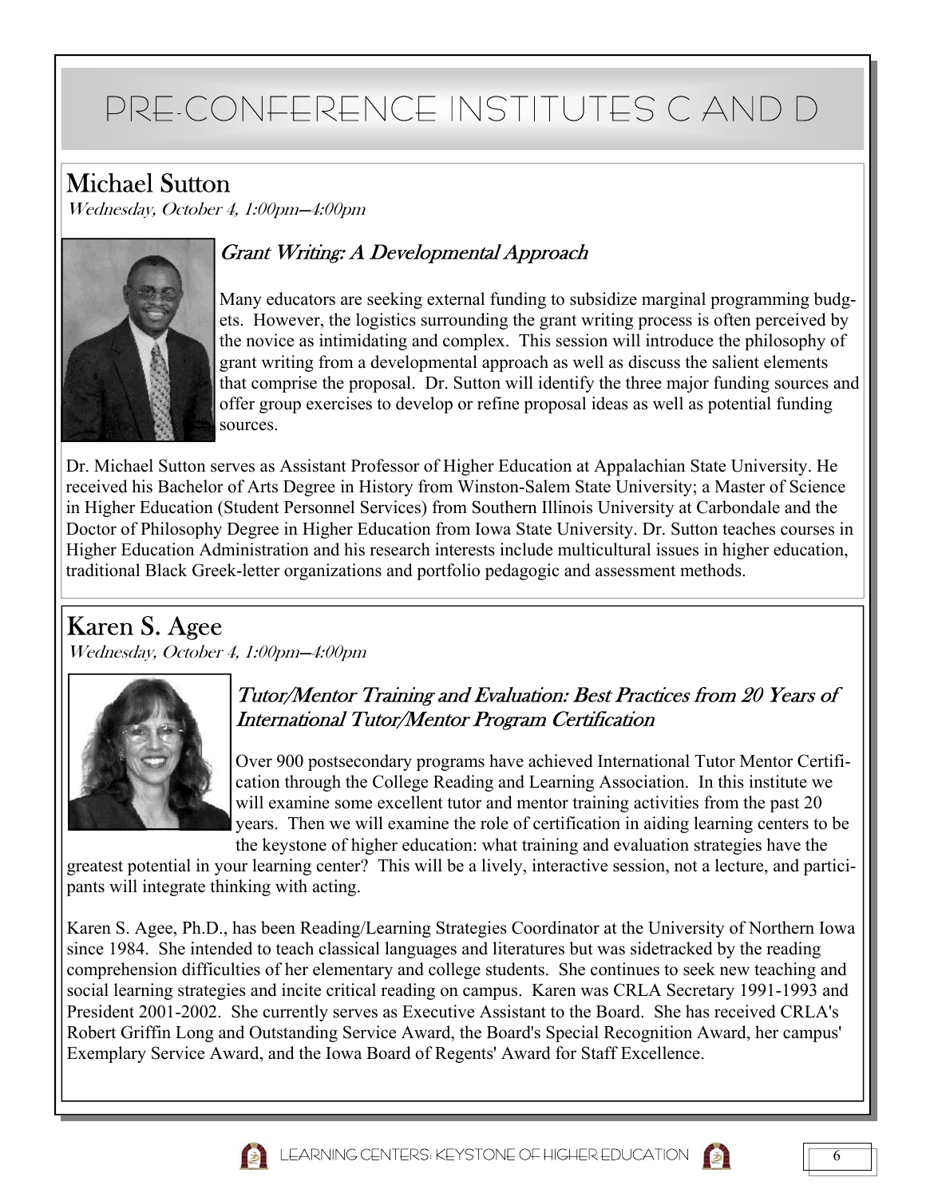# PRE-CONFERENCE INSTITUTES C AND D

## Michael Sutton

*Wednesday, October 4, 1:00pm—4:00pm*

### *Grant Writing: A Developmental Approach*

Many educators are seeking external funding to subsidize marginal programming budgets. However, the logistics surrounding the grant writing process is often perceived by the novice as intimidating and complex. This session will introduce the philosophy of grant writing from a developmental approach as well as discuss the salient elements that comprise the proposal. Dr. Sutton will identify the three major funding sources and offer group exercises to develop or refine proposal ideas as well as potential funding sources.

Dr. Michael Sutton serves as Assistant Professor of Higher Education at Appalachian State University. He received his Bachelor of Arts Degree in History from Winston-Salem State University; a Master of Science in Higher Education (Student Personnel Services) from Southern Illinois University at Carbondale and the Doctor of Philosophy Degree in Higher Education from Iowa State University. Dr. Sutton teaches courses in Higher Education Administration and his research interests include multicultural issues in higher education, traditional Black Greek-letter organizations and portfolio pedagogic and assessment methods.

## Karen S. Agee

*Wednesday, October 4, 1:00pm—4:00pm*

### *Tutor/Mentor Training and Evaluation: Best Practices from 20 Years of International Tutor/Mentor Program Certification*

Over 900 postsecondary programs have achieved International Tutor Mentor Certification through the College Reading and Learning Association. In this institute we will examine some excellent tutor and mentor training activities from the past 20 years. Then we will examine the role of certification in aiding learning centers to be the keystone of higher education: what training and evaluation strategies have the greatest potential in your learning center? This will be a lively, interactive session, not a lecture, and participants will integrate thinking with acting.

Karen S. Agee, Ph.D., has been Reading/Learning Strategies Coordinator at the University of Northern Iowa since 1984. She intended to teach classical languages and literatures but was sidetracked by the reading comprehension difficulties of her elementary and college students. She continues to seek new teaching and social learning strategies and incite critical reading on campus. Karen was CRLA Secretary 1991-1993 and President 2001-2002. She currently serves as Executive Assistant to the Board. She has received CRLA's Robert Griffin Long and Outstanding Service Award, the Board's Special Recognition Award, her campus' Exemplary Service Award, and the Iowa Board of Regents' Award for Staff Excellence.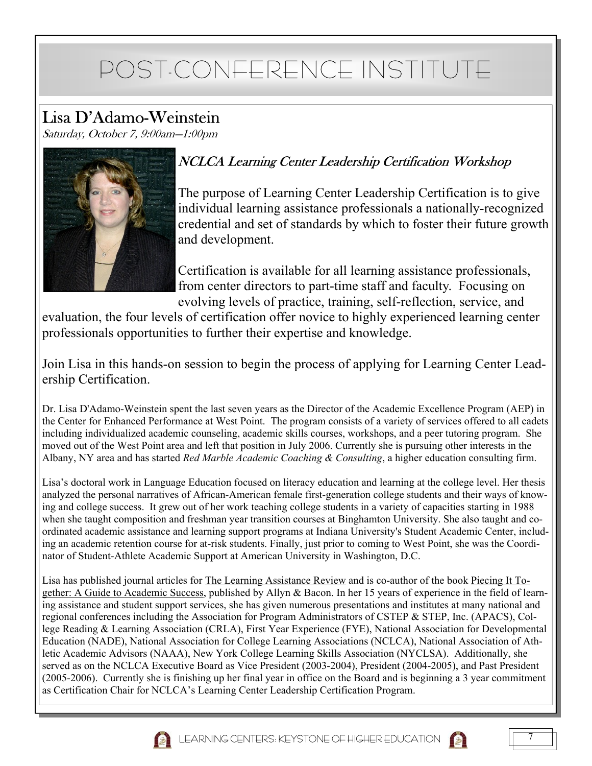# POST-CONFERENCE INSTITUTE

## Lisa D'Adamo-Weinstein

*Saturday, October 7, 9:00am—1:00pm*

### *NCLCA Learning Center Leadership Certification Workshop*

The purpose of Learning Center Leadership Certification is to give individual learning assistance professionals a nationally-recognized credential and set of standards by which to foster their future growth and development.

Certification is available for all learning assistance professionals, from center directors to part-time staff and faculty. Focusing on evolving levels of practice, training, self-reflection, service, and evaluation, the four levels of certification offer novice to highly experienced learning center professionals opportunities to further their expertise and knowledge.

Join Lisa in this hands-on session to begin the process of applying for Learning Center Leadership Certification.

Dr. Lisa D'Adamo-Weinstein spent the last seven years as the Director of the Academic Excellence Program (AEP) in the Center for Enhanced Performance at West Point. The program consists of a variety of services offered to all cadets including individualized academic counseling, academic skills courses, workshops, and a peer tutoring program. She moved out of the West Point area and left that position in July 2006. Currently she is pursuing other interests in the Albany, NY area and has started *Red Marble Academic Coaching & Consulting*, a higher education consulting firm.

Lisa's doctoral work in Language Education focused on literacy education and learning at the college level. Her thesis analyzed the personal narratives of African-American female first-generation college students and their ways of knowing and college success. It grew out of her work teaching college students in a variety of capacities starting in 1988 when she taught composition and freshman year transition courses at Binghamton University. She also taught and coordinated academic assistance and learning support programs at Indiana University's Student Academic Center, including an academic retention course for at-risk students. Finally, just prior to coming to West Point, she was the Coordinator of Student-Athlete Academic Support at American University in Washington, D.C.

Lisa has published journal articles for The Learning Assistance Review and is co-author of the book Piecing It Together: A Guide to Academic Success, published by Allyn & Bacon. In her 15 years of experience in the field of learning assistance and student support services, she has given numerous presentations and institutes at many national and regional conferences including the Association for Program Administrators of CSTEP & STEP, Inc. (APACS), College Reading & Learning Association (CRLA), First Year Experience (FYE), National Association for Developmental Education (NADE), National Association for College Learning Associations (NCLCA), National Association of Athletic Academic Advisors (NAAA), New York College Learning Skills Association (NYCLSA). Additionally, she served as on the NCLCA Executive Board as Vice President (2003-2004), President (2004-2005), and Past President (2005-2006). Currently she is finishing up her final year in office on the Board and is beginning a 3 year commitment as Certification Chair for NCLCA's Learning Center Leadership Certification Program.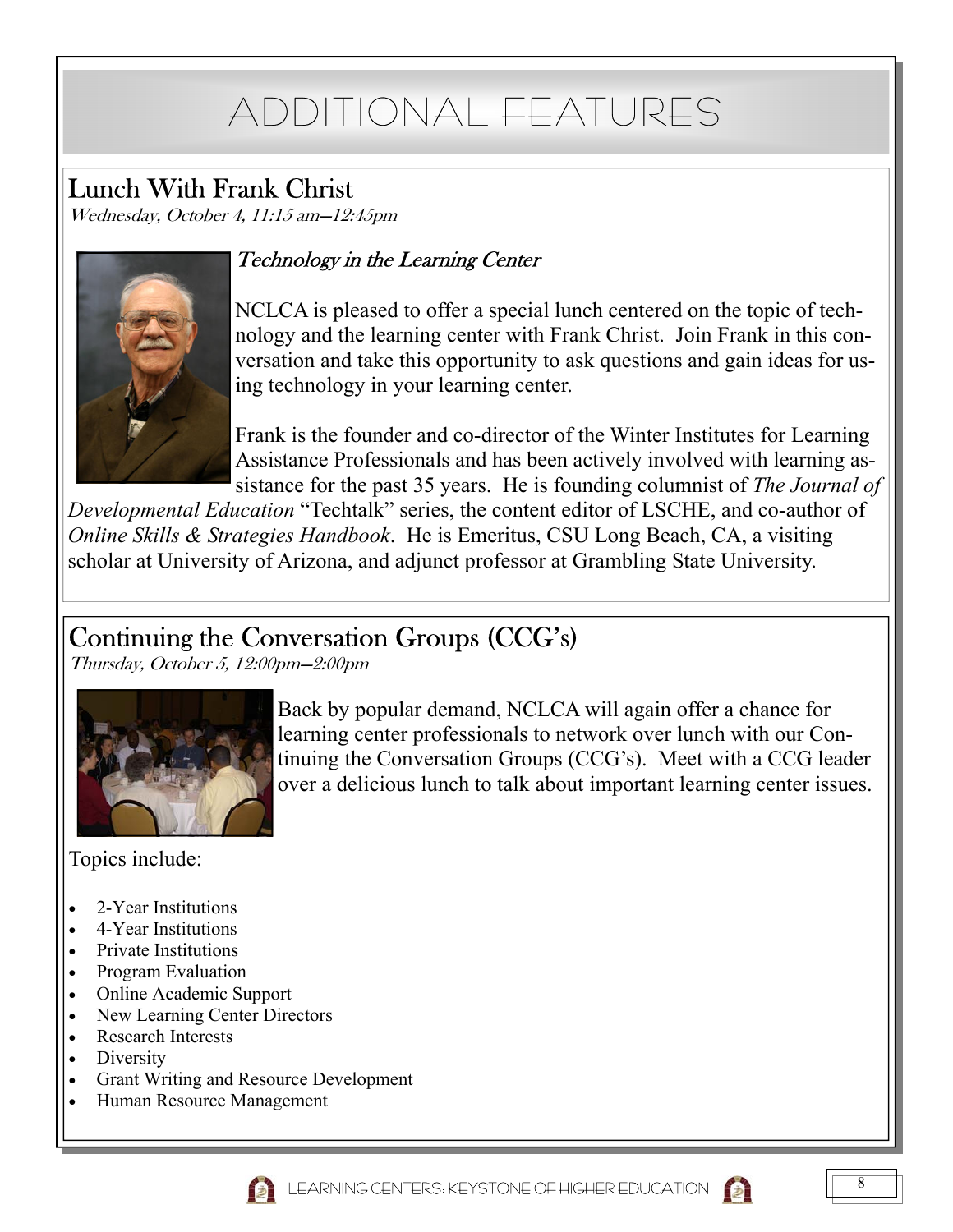# ADDITIONAL FEATURES

## Lunch With Frank Christ

*Wednesday, October 4, 11:15 am—12:45pm*

### *Technology in the Learning Center*

NCLCA is pleased to offer a special lunch centered on the topic of technology and the learning center with Frank Christ. Join Frank in this conversation and take this opportunity to ask questions and gain ideas for using technology in your learning center.

Frank is the founder and co-director of the Winter Institutes for Learning Assistance Professionals and has been actively involved with learning assistance for the past 35 years. He is founding columnist of *The Journal of Developmental Education* "Techtalk" series, the content editor of LSCHE, and co-author of *Online Skills & Strategies Handbook*. He is Emeritus, CSU Long Beach, CA, a visiting scholar at University of Arizona, and adjunct professor at Grambling State University.

## Continuing the Conversation Groups (CCG's)

*Thursday, October 5, 12:00pm—2:00pm*

Back by popular demand, NCLCA will again offer a chance for learning center professionals to network over lunch with our Continuing the Conversation Groups (CCG's). Meet with a CCG leader over a delicious lunch to talk about important learning center issues.

Topics include:

- 2-Year Institutions
- 4-Year Institutions
- Private Institutions
- Program Evaluation
- Online Academic Support
- New Learning Center Directors
- Research Interests
- Diversity
- Grant Writing and Resource Development
- Human Resource Management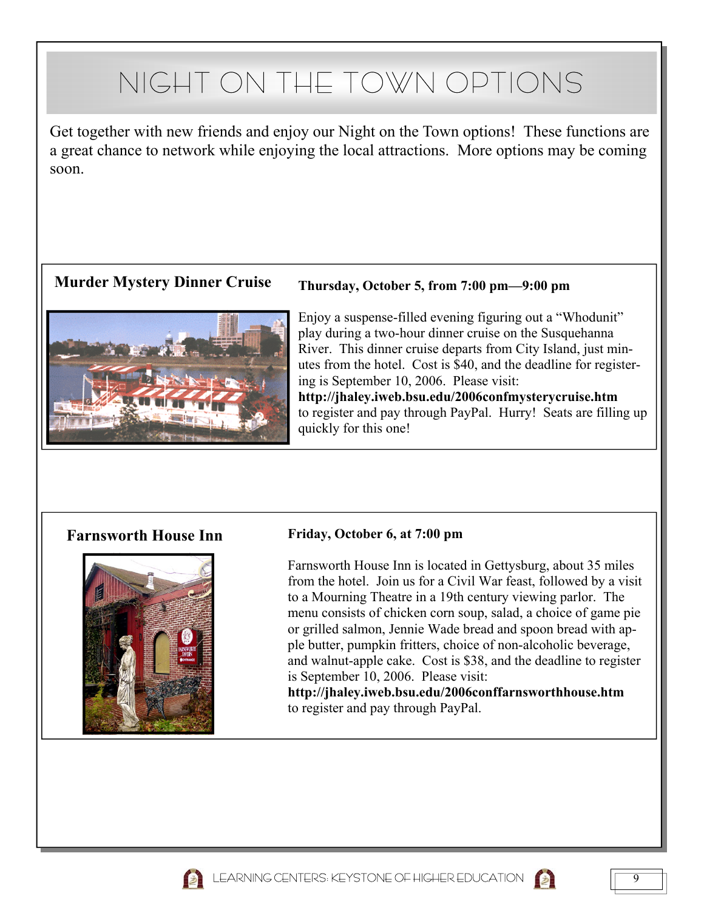# NIGHT ON THE TOWN OPTIONS

Get together with new friends and enjoy our Night on the Town options! These functions are a great chance to network while enjoying the local attractions. More options may be coming soon.

## Murder Mystery Dinner Cruise

**Thursday, October 5, from 7:00 pm—9:00 pm**

Enjoy a suspense-filled evening figuring out a "Whodunit" play during a two-hour dinner cruise on the Susquehanna River. This dinner cruise departs from City Island, just minutes from the hotel. Cost is $40, and the deadline for registering is September 10, 2006. Please visit: **http://jhaley.iweb.bsu.edu/2006confmysterycruise.htm** to register and pay through PayPal. Hurry! Seats are filling up quickly for this one!

## Farnsworth House Inn

**Friday, October 6, at 7:00 pm**

Farnsworth House Inn is located in Gettysburg, about 35 miles from the hotel. Join us for a Civil War feast, followed by a visit to a Mourning Theatre in a 19th century viewing parlor. The menu consists of chicken corn soup, salad, a choice of game pie or grilled salmon, Jennie Wade bread and spoon bread with apple butter, pumpkin fritters, choice of non-alcoholic beverage, and walnut-apple cake. Cost is $38, and the deadline to register is September 10, 2006. Please visit: **http://jhaley.iweb.bsu.edu/2006conffarnsworthhouse.htm** to register and pay through PayPal.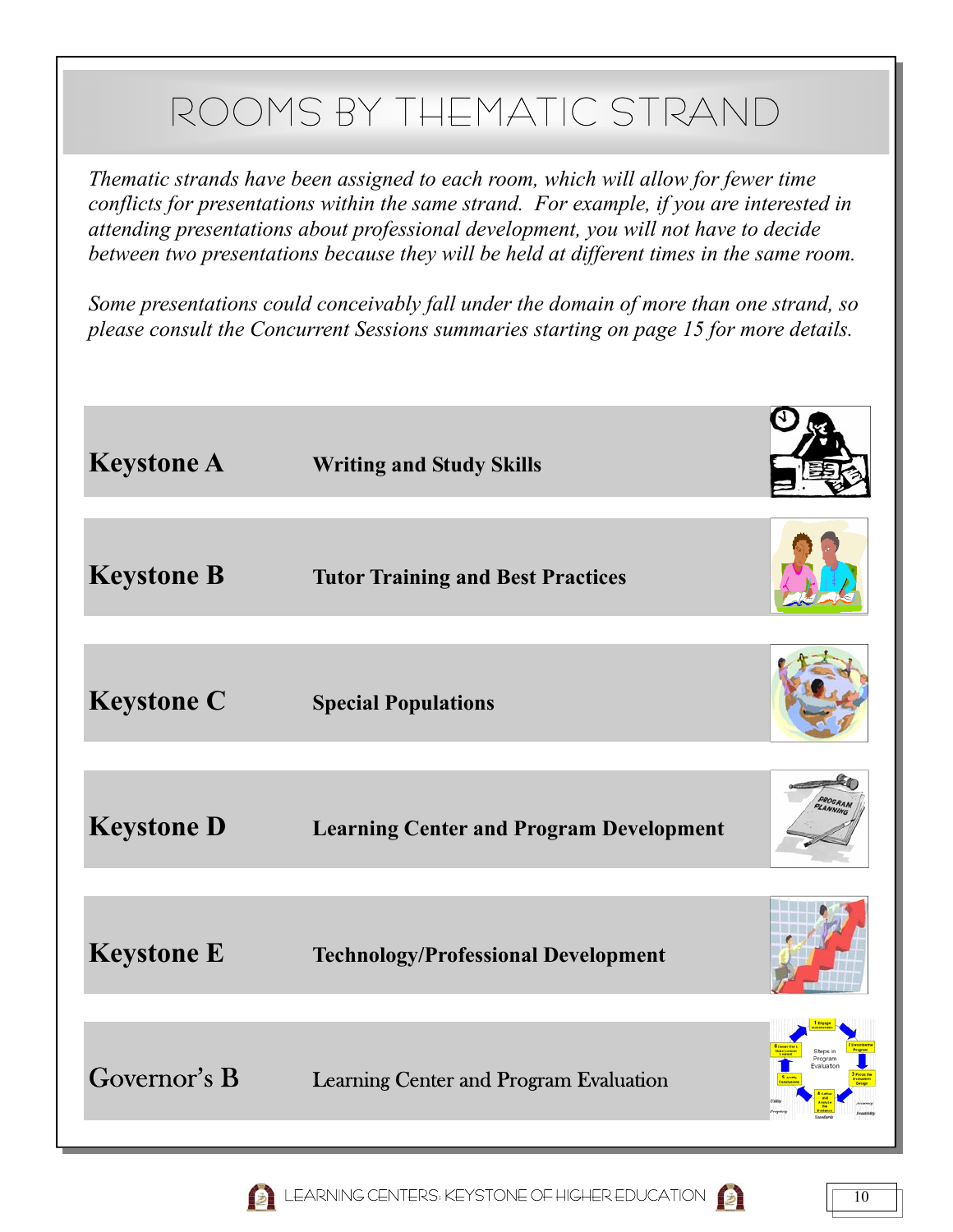# ROOMS BY THEMATIC STRAND

*Thematic strands have been assigned to each room, which will allow for fewer time conflicts for presentations within the same strand. For example, if you are interested in attending presentations about professional development, you will not have to decide between two presentations because they will be held at different times in the same room.*

*Some presentations could conceivably fall under the domain of more than one strand, so please consult the Concurrent Sessions summaries starting on page 15 for more details.*

| | |
|---|---|
| **Keystone A** | **Writing and Study Skills** |
| **Keystone B** | **Tutor Training and Best Practices** |
| **Keystone C** | **Special Populations** |
| **Keystone D** | **Learning Center and Program Development** |
| **Keystone E** | **Technology/Professional Development** |
| Governor's B | Learning Center and Program Evaluation |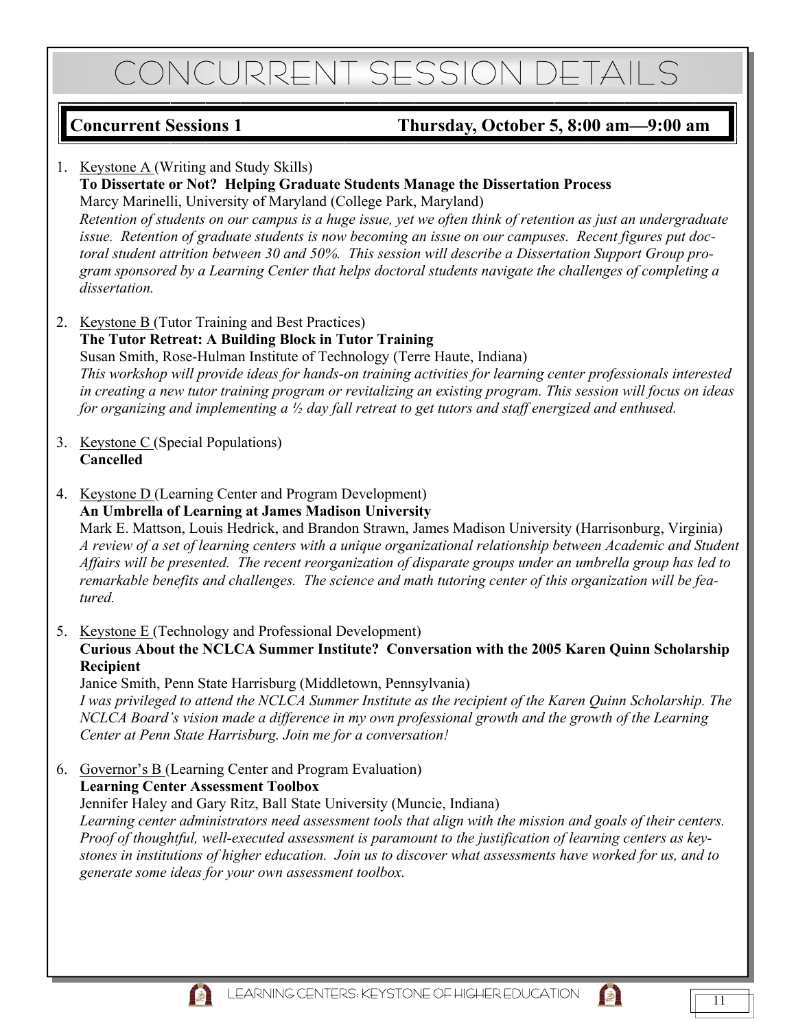# CONCURRENT SESSION DETAILS

## Concurrent Sessions 1 — Thursday, October 5, 8:00 am—9:00 am

1. Keystone A (Writing and Study Skills)
   **To Dissertate or Not? Helping Graduate Students Manage the Dissertation Process**
   Marcy Marinelli, University of Maryland (College Park, Maryland)
   *Retention of students on our campus is a huge issue, yet we often think of retention as just an undergraduate issue. Retention of graduate students is now becoming an issue on our campuses. Recent figures put doctoral student attrition between 30 and 50%. This session will describe a Dissertation Support Group program sponsored by a Learning Center that helps doctoral students navigate the challenges of completing a dissertation.*

2. Keystone B (Tutor Training and Best Practices)
   **The Tutor Retreat: A Building Block in Tutor Training**
   Susan Smith, Rose-Hulman Institute of Technology (Terre Haute, Indiana)
   *This workshop will provide ideas for hands-on training activities for learning center professionals interested in creating a new tutor training program or revitalizing an existing program. This session will focus on ideas for organizing and implementing a ½ day fall retreat to get tutors and staff energized and enthused.*

3. Keystone C (Special Populations)
   **Cancelled**

4. Keystone D (Learning Center and Program Development)
   **An Umbrella of Learning at James Madison University**
   Mark E. Mattson, Louis Hedrick, and Brandon Strawn, James Madison University (Harrisonburg, Virginia)
   *A review of a set of learning centers with a unique organizational relationship between Academic and Student Affairs will be presented. The recent reorganization of disparate groups under an umbrella group has led to remarkable benefits and challenges. The science and math tutoring center of this organization will be featured.*

5. Keystone E (Technology and Professional Development)
   **Curious About the NCLCA Summer Institute? Conversation with the 2005 Karen Quinn Scholarship Recipient**
   Janice Smith, Penn State Harrisburg (Middletown, Pennsylvania)
   *I was privileged to attend the NCLCA Summer Institute as the recipient of the Karen Quinn Scholarship. The NCLCA Board's vision made a difference in my own professional growth and the growth of the Learning Center at Penn State Harrisburg. Join me for a conversation!*

6. Governor's B (Learning Center and Program Evaluation)
   **Learning Center Assessment Toolbox**
   Jennifer Haley and Gary Ritz, Ball State University (Muncie, Indiana)
   *Learning center administrators need assessment tools that align with the mission and goals of their centers. Proof of thoughtful, well-executed assessment is paramount to the justification of learning centers as keystones in institutions of higher education. Join us to discover what assessments have worked for us, and to generate some ideas for your own assessment toolbox.*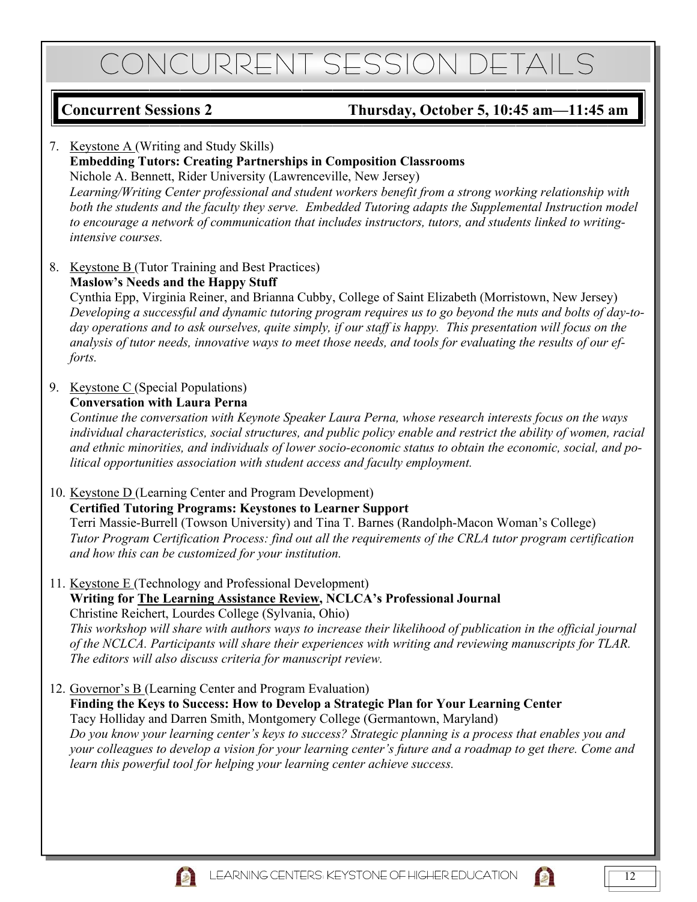# CONCURRENT SESSION DETAILS

## Concurrent Sessions 2 — Thursday, October 5, 10:45 am—11:45 am

7. Keystone A (Writing and Study Skills)
   **Embedding Tutors: Creating Partnerships in Composition Classrooms**
   Nichole A. Bennett, Rider University (Lawrenceville, New Jersey)
   *Learning/Writing Center professional and student workers benefit from a strong working relationship with both the students and the faculty they serve. Embedded Tutoring adapts the Supplemental Instruction model to encourage a network of communication that includes instructors, tutors, and students linked to writing-intensive courses.*

8. Keystone B (Tutor Training and Best Practices)
   **Maslow's Needs and the Happy Stuff**
   Cynthia Epp, Virginia Reiner, and Brianna Cubby, College of Saint Elizabeth (Morristown, New Jersey)
   *Developing a successful and dynamic tutoring program requires us to go beyond the nuts and bolts of day-to-day operations and to ask ourselves, quite simply, if our staff is happy. This presentation will focus on the analysis of tutor needs, innovative ways to meet those needs, and tools for evaluating the results of our efforts.*

9. Keystone C (Special Populations)
   **Conversation with Laura Perna**
   *Continue the conversation with Keynote Speaker Laura Perna, whose research interests focus on the ways individual characteristics, social structures, and public policy enable and restrict the ability of women, racial and ethnic minorities, and individuals of lower socio-economic status to obtain the economic, social, and political opportunities association with student access and faculty employment.*

10. Keystone D (Learning Center and Program Development)
    **Certified Tutoring Programs: Keystones to Learner Support**
    Terri Massie-Burrell (Towson University) and Tina T. Barnes (Randolph-Macon Woman's College)
    *Tutor Program Certification Process: find out all the requirements of the CRLA tutor program certification and how this can be customized for your institution.*

11. Keystone E (Technology and Professional Development)
    **Writing for The Learning Assistance Review, NCLCA's Professional Journal**
    Christine Reichert, Lourdes College (Sylvania, Ohio)
    *This workshop will share with authors ways to increase their likelihood of publication in the official journal of the NCLCA. Participants will share their experiences with writing and reviewing manuscripts for TLAR. The editors will also discuss criteria for manuscript review.*

12. Governor's B (Learning Center and Program Evaluation)
    **Finding the Keys to Success: How to Develop a Strategic Plan for Your Learning Center**
    Tacy Holliday and Darren Smith, Montgomery College (Germantown, Maryland)
    *Do you know your learning center's keys to success? Strategic planning is a process that enables you and your colleagues to develop a vision for your learning center's future and a roadmap to get there. Come and learn this powerful tool for helping your learning center achieve success.*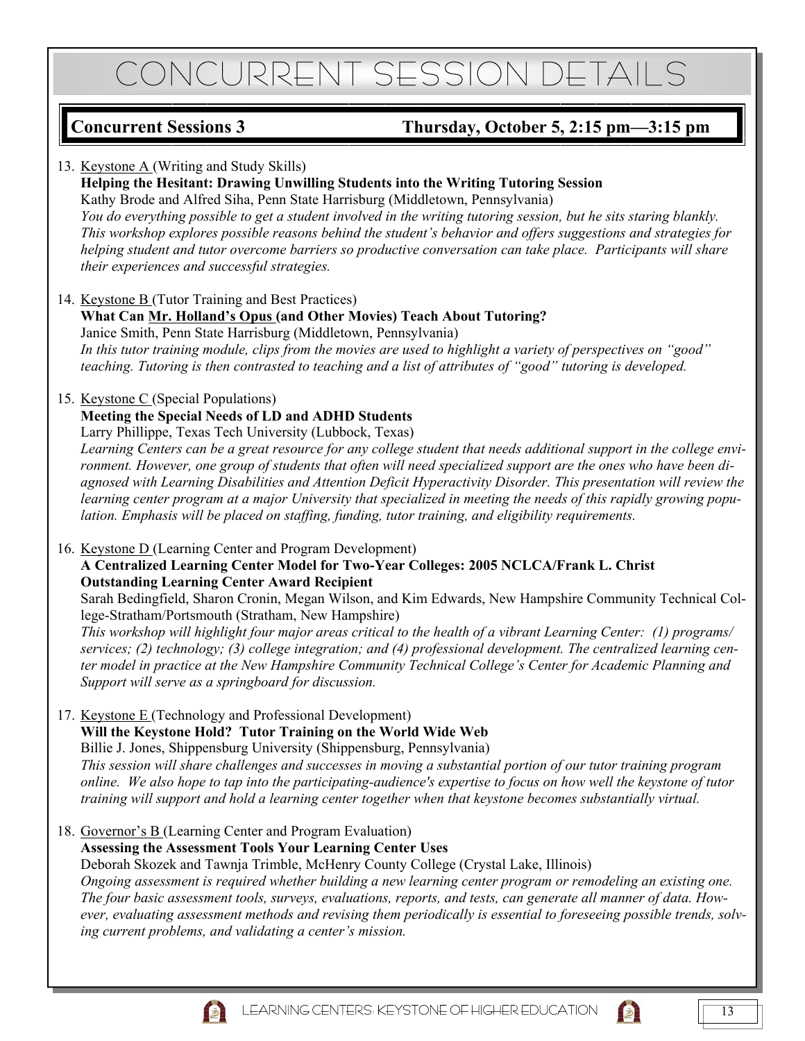# CONCURRENT SESSION DETAILS

## Concurrent Sessions 3 — Thursday, October 5, 2:15 pm—3:15 pm

13. Keystone A (Writing and Study Skills)
**Helping the Hesitant: Drawing Unwilling Students into the Writing Tutoring Session**
Kathy Brode and Alfred Siha, Penn State Harrisburg (Middletown, Pennsylvania)
*You do everything possible to get a student involved in the writing tutoring session, but he sits staring blankly. This workshop explores possible reasons behind the student's behavior and offers suggestions and strategies for helping student and tutor overcome barriers so productive conversation can take place. Participants will share their experiences and successful strategies.*

14. Keystone B (Tutor Training and Best Practices)
**What Can Mr. Holland's Opus (and Other Movies) Teach About Tutoring?**
Janice Smith, Penn State Harrisburg (Middletown, Pennsylvania)
*In this tutor training module, clips from the movies are used to highlight a variety of perspectives on "good" teaching. Tutoring is then contrasted to teaching and a list of attributes of "good" tutoring is developed.*

15. Keystone C (Special Populations)
**Meeting the Special Needs of LD and ADHD Students**
Larry Phillippe, Texas Tech University (Lubbock, Texas)
*Learning Centers can be a great resource for any college student that needs additional support in the college environment. However, one group of students that often will need specialized support are the ones who have been diagnosed with Learning Disabilities and Attention Deficit Hyperactivity Disorder. This presentation will review the learning center program at a major University that specialized in meeting the needs of this rapidly growing population. Emphasis will be placed on staffing, funding, tutor training, and eligibility requirements.*

16. Keystone D (Learning Center and Program Development)
**A Centralized Learning Center Model for Two-Year Colleges: 2005 NCLCA/Frank L. Christ Outstanding Learning Center Award Recipient**
Sarah Bedingfield, Sharon Cronin, Megan Wilson, and Kim Edwards, New Hampshire Community Technical College-Stratham/Portsmouth (Stratham, New Hampshire)
*This workshop will highlight four major areas critical to the health of a vibrant Learning Center: (1) programs/services; (2) technology; (3) college integration; and (4) professional development. The centralized learning center model in practice at the New Hampshire Community Technical College's Center for Academic Planning and Support will serve as a springboard for discussion.*

17. Keystone E (Technology and Professional Development)
**Will the Keystone Hold? Tutor Training on the World Wide Web**
Billie J. Jones, Shippensburg University (Shippensburg, Pennsylvania)
*This session will share challenges and successes in moving a substantial portion of our tutor training program online. We also hope to tap into the participating-audience's expertise to focus on how well the keystone of tutor training will support and hold a learning center together when that keystone becomes substantially virtual.*

18. Governor's B (Learning Center and Program Evaluation)
**Assessing the Assessment Tools Your Learning Center Uses**
Deborah Skozek and Tawnja Trimble, McHenry County College (Crystal Lake, Illinois)
*Ongoing assessment is required whether building a new learning center program or remodeling an existing one. The four basic assessment tools, surveys, evaluations, reports, and tests, can generate all manner of data. However, evaluating assessment methods and revising them periodically is essential to foreseeing possible trends, solving current problems, and validating a center's mission.*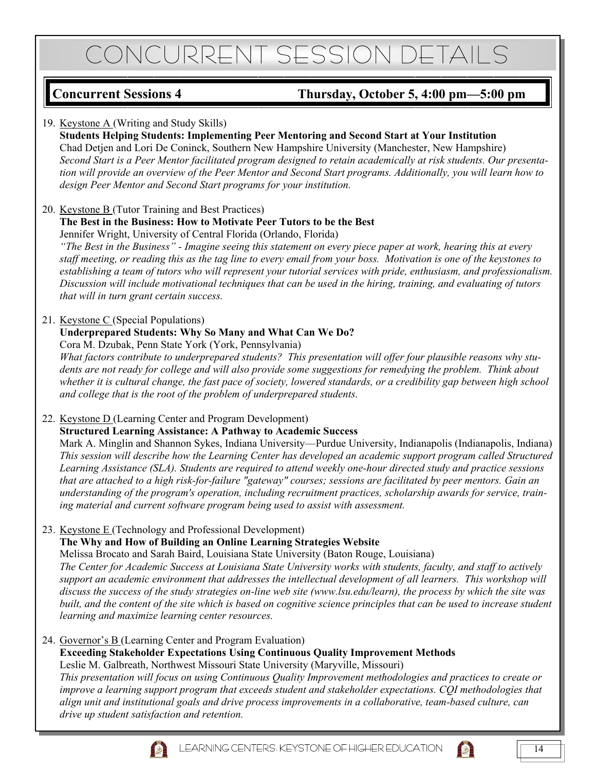# CONCURRENT SESSION DETAILS

## Concurrent Sessions 4 — Thursday, October 5, 4:00 pm—5:00 pm

19. Keystone A (Writing and Study Skills)
**Students Helping Students: Implementing Peer Mentoring and Second Start at Your Institution**
Chad Detjen and Lori De Coninck, Southern New Hampshire University (Manchester, New Hampshire)
*Second Start is a Peer Mentor facilitated program designed to retain academically at risk students. Our presentation will provide an overview of the Peer Mentor and Second Start programs. Additionally, you will learn how to design Peer Mentor and Second Start programs for your institution.*

20. Keystone B (Tutor Training and Best Practices)
**The Best in the Business: How to Motivate Peer Tutors to be the Best**
Jennifer Wright, University of Central Florida (Orlando, Florida)
*"The Best in the Business" - Imagine seeing this statement on every piece paper at work, hearing this at every staff meeting, or reading this as the tag line to every email from your boss. Motivation is one of the keystones to establishing a team of tutors who will represent your tutorial services with pride, enthusiasm, and professionalism. Discussion will include motivational techniques that can be used in the hiring, training, and evaluating of tutors that will in turn grant certain success.*

21. Keystone C (Special Populations)
**Underprepared Students: Why So Many and What Can We Do?**
Cora M. Dzubak, Penn State York (York, Pennsylvania)
*What factors contribute to underprepared students? This presentation will offer four plausible reasons why students are not ready for college and will also provide some suggestions for remedying the problem. Think about whether it is cultural change, the fast pace of society, lowered standards, or a credibility gap between high school and college that is the root of the problem of underprepared students.*

22. Keystone D (Learning Center and Program Development)
**Structured Learning Assistance: A Pathway to Academic Success**
Mark A. Minglin and Shannon Sykes, Indiana University—Purdue University, Indianapolis (Indianapolis, Indiana)
*This session will describe how the Learning Center has developed an academic support program called Structured Learning Assistance (SLA). Students are required to attend weekly one-hour directed study and practice sessions that are attached to a high risk-for-failure "gateway" courses; sessions are facilitated by peer mentors. Gain an understanding of the program's operation, including recruitment practices, scholarship awards for service, training material and current software program being used to assist with assessment.*

23. Keystone E (Technology and Professional Development)
**The Why and How of Building an Online Learning Strategies Website**
Melissa Brocato and Sarah Baird, Louisiana State University (Baton Rouge, Louisiana)
*The Center for Academic Success at Louisiana State University works with students, faculty, and staff to actively support an academic environment that addresses the intellectual development of all learners. This workshop will discuss the success of the study strategies on-line web site (www.lsu.edu/learn), the process by which the site was built, and the content of the site which is based on cognitive science principles that can be used to increase student learning and maximize learning center resources.*

24. Governor's B (Learning Center and Program Evaluation)
**Exceeding Stakeholder Expectations Using Continuous Quality Improvement Methods**
Leslie M. Galbreath, Northwest Missouri State University (Maryville, Missouri)
*This presentation will focus on using Continuous Quality Improvement methodologies and practices to create or improve a learning support program that exceeds student and stakeholder expectations. CQI methodologies that align unit and institutional goals and drive process improvements in a collaborative, team-based culture, can drive up student satisfaction and retention.*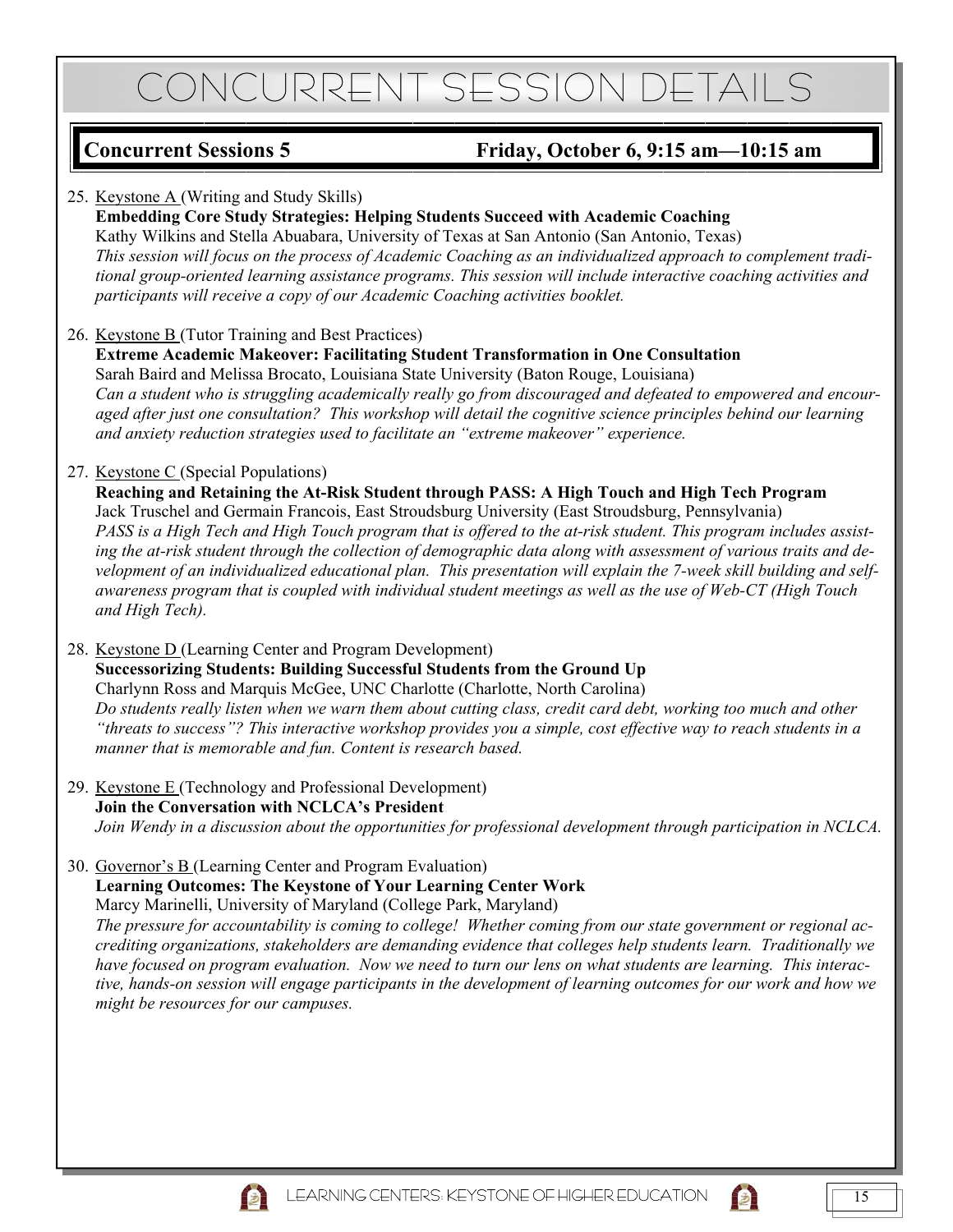# CONCURRENT SESSION DETAILS

## Concurrent Sessions 5 — Friday, October 6, 9:15 am—10:15 am

25. Keystone A (Writing and Study Skills)
    **Embedding Core Study Strategies: Helping Students Succeed with Academic Coaching**
    Kathy Wilkins and Stella Abuabara, University of Texas at San Antonio (San Antonio, Texas)
    *This session will focus on the process of Academic Coaching as an individualized approach to complement traditional group-oriented learning assistance programs. This session will include interactive coaching activities and participants will receive a copy of our Academic Coaching activities booklet.*

26. Keystone B (Tutor Training and Best Practices)
    **Extreme Academic Makeover: Facilitating Student Transformation in One Consultation**
    Sarah Baird and Melissa Brocato, Louisiana State University (Baton Rouge, Louisiana)
    *Can a student who is struggling academically really go from discouraged and defeated to empowered and encouraged after just one consultation? This workshop will detail the cognitive science principles behind our learning and anxiety reduction strategies used to facilitate an "extreme makeover" experience.*

27. Keystone C (Special Populations)
    **Reaching and Retaining the At-Risk Student through PASS: A High Touch and High Tech Program**
    Jack Truschel and Germain Francois, East Stroudsburg University (East Stroudsburg, Pennsylvania)
    *PASS is a High Tech and High Touch program that is offered to the at-risk student. This program includes assisting the at-risk student through the collection of demographic data along with assessment of various traits and development of an individualized educational plan. This presentation will explain the 7-week skill building and self-awareness program that is coupled with individual student meetings as well as the use of Web-CT (High Touch and High Tech).*

28. Keystone D (Learning Center and Program Development)
    **Successorizing Students: Building Successful Students from the Ground Up**
    Charlynn Ross and Marquis McGee, UNC Charlotte (Charlotte, North Carolina)
    *Do students really listen when we warn them about cutting class, credit card debt, working too much and other "threats to success"? This interactive workshop provides you a simple, cost effective way to reach students in a manner that is memorable and fun. Content is research based.*

29. Keystone E (Technology and Professional Development)
    **Join the Conversation with NCLCA's President**
    *Join Wendy in a discussion about the opportunities for professional development through participation in NCLCA.*

30. Governor's B (Learning Center and Program Evaluation)
    **Learning Outcomes: The Keystone of Your Learning Center Work**
    Marcy Marinelli, University of Maryland (College Park, Maryland)
    *The pressure for accountability is coming to college! Whether coming from our state government or regional accrediting organizations, stakeholders are demanding evidence that colleges help students learn. Traditionally we have focused on program evaluation. Now we need to turn our lens on what students are learning. This interactive, hands-on session will engage participants in the development of learning outcomes for our work and how we might be resources for our campuses.*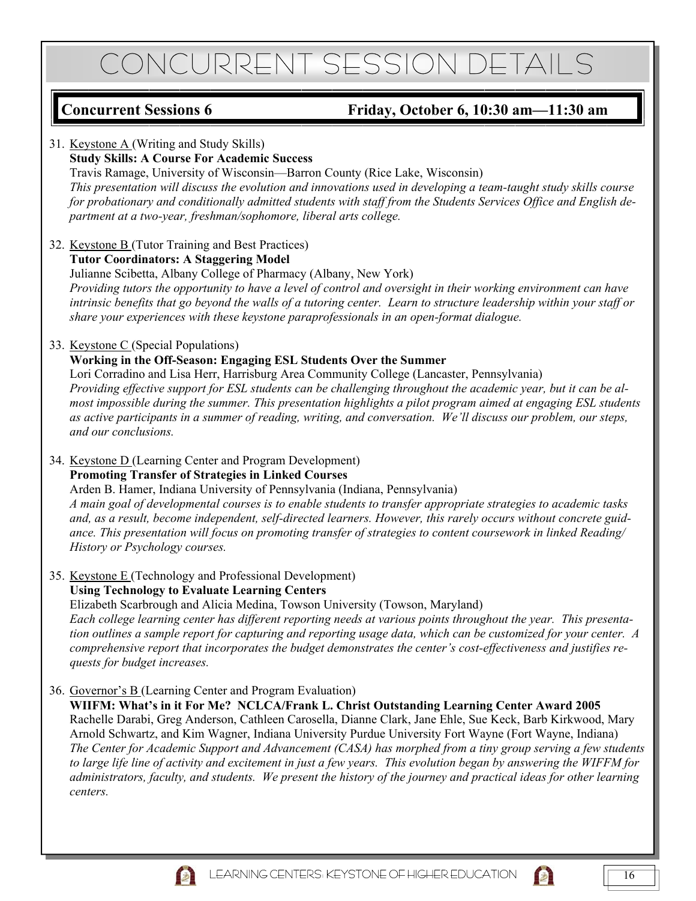# CONCURRENT SESSION DETAILS

## Concurrent Sessions 6 — Friday, October 6, 10:30 am—11:30 am

31. Keystone A (Writing and Study Skills)
    **Study Skills: A Course For Academic Success**
    Travis Ramage, University of Wisconsin—Barron County (Rice Lake, Wisconsin)
    *This presentation will discuss the evolution and innovations used in developing a team-taught study skills course for probationary and conditionally admitted students with staff from the Students Services Office and English department at a two-year, freshman/sophomore, liberal arts college.*

32. Keystone B (Tutor Training and Best Practices)
    **Tutor Coordinators: A Staggering Model**
    Julianne Scibetta, Albany College of Pharmacy (Albany, New York)
    *Providing tutors the opportunity to have a level of control and oversight in their working environment can have intrinsic benefits that go beyond the walls of a tutoring center. Learn to structure leadership within your staff or share your experiences with these keystone paraprofessionals in an open-format dialogue.*

33. Keystone C (Special Populations)
    **Working in the Off-Season: Engaging ESL Students Over the Summer**
    Lori Corradino and Lisa Herr, Harrisburg Area Community College (Lancaster, Pennsylvania)
    *Providing effective support for ESL students can be challenging throughout the academic year, but it can be almost impossible during the summer. This presentation highlights a pilot program aimed at engaging ESL students as active participants in a summer of reading, writing, and conversation. We'll discuss our problem, our steps, and our conclusions.*

34. Keystone D (Learning Center and Program Development)
    **Promoting Transfer of Strategies in Linked Courses**
    Arden B. Hamer, Indiana University of Pennsylvania (Indiana, Pennsylvania)
    *A main goal of developmental courses is to enable students to transfer appropriate strategies to academic tasks and, as a result, become independent, self-directed learners. However, this rarely occurs without concrete guidance. This presentation will focus on promoting transfer of strategies to content coursework in linked Reading/History or Psychology courses.*

35. Keystone E (Technology and Professional Development)
    **Using Technology to Evaluate Learning Centers**
    Elizabeth Scarbrough and Alicia Medina, Towson University (Towson, Maryland)
    *Each college learning center has different reporting needs at various points throughout the year. This presentation outlines a sample report for capturing and reporting usage data, which can be customized for your center. A comprehensive report that incorporates the budget demonstrates the center's cost-effectiveness and justifies requests for budget increases.*

36. Governor's B (Learning Center and Program Evaluation)
    **WIIFM: What's in it For Me? NCLCA/Frank L. Christ Outstanding Learning Center Award 2005**
    Rachelle Darabi, Greg Anderson, Cathleen Carosella, Dianne Clark, Jane Ehle, Sue Keck, Barb Kirkwood, Mary Arnold Schwartz, and Kim Wagner, Indiana University Purdue University Fort Wayne (Fort Wayne, Indiana)
    *The Center for Academic Support and Advancement (CASA) has morphed from a tiny group serving a few students to large life line of activity and excitement in just a few years. This evolution began by answering the WIFFM for administrators, faculty, and students. We present the history of the journey and practical ideas for other learning centers.*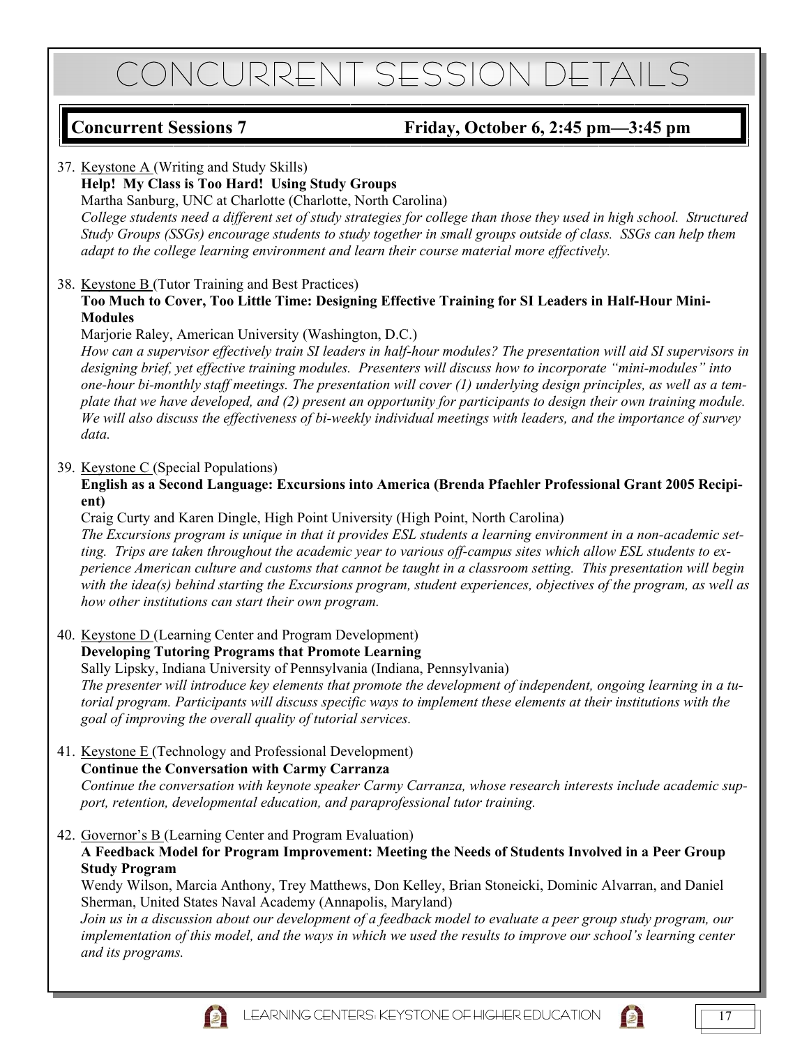# CONCURRENT SESSION DETAILS

## Concurrent Sessions 7 — Friday, October 6, 2:45 pm—3:45 pm

37. Keystone A (Writing and Study Skills)
**Help! My Class is Too Hard! Using Study Groups**
Martha Sanburg, UNC at Charlotte (Charlotte, North Carolina)
*College students need a different set of study strategies for college than those they used in high school. Structured Study Groups (SSGs) encourage students to study together in small groups outside of class. SSGs can help them adapt to the college learning environment and learn their course material more effectively.*

38. Keystone B (Tutor Training and Best Practices)
**Too Much to Cover, Too Little Time: Designing Effective Training for SI Leaders in Half-Hour Mini-Modules**
Marjorie Raley, American University (Washington, D.C.)
*How can a supervisor effectively train SI leaders in half-hour modules? The presentation will aid SI supervisors in designing brief, yet effective training modules. Presenters will discuss how to incorporate "mini-modules" into one-hour bi-monthly staff meetings. The presentation will cover (1) underlying design principles, as well as a template that we have developed, and (2) present an opportunity for participants to design their own training module. We will also discuss the effectiveness of bi-weekly individual meetings with leaders, and the importance of survey data.*

39. Keystone C (Special Populations)
**English as a Second Language: Excursions into America (Brenda Pfaehler Professional Grant 2005 Recipient)**
Craig Curty and Karen Dingle, High Point University (High Point, North Carolina)
*The Excursions program is unique in that it provides ESL students a learning environment in a non-academic setting. Trips are taken throughout the academic year to various off-campus sites which allow ESL students to experience American culture and customs that cannot be taught in a classroom setting. This presentation will begin with the idea(s) behind starting the Excursions program, student experiences, objectives of the program, as well as how other institutions can start their own program.*

40. Keystone D (Learning Center and Program Development)
**Developing Tutoring Programs that Promote Learning**
Sally Lipsky, Indiana University of Pennsylvania (Indiana, Pennsylvania)
*The presenter will introduce key elements that promote the development of independent, ongoing learning in a tutorial program. Participants will discuss specific ways to implement these elements at their institutions with the goal of improving the overall quality of tutorial services.*

41. Keystone E (Technology and Professional Development)
**Continue the Conversation with Carmy Carranza**
*Continue the conversation with keynote speaker Carmy Carranza, whose research interests include academic support, retention, developmental education, and paraprofessional tutor training.*

42. Governor's B (Learning Center and Program Evaluation)
**A Feedback Model for Program Improvement: Meeting the Needs of Students Involved in a Peer Group Study Program**
Wendy Wilson, Marcia Anthony, Trey Matthews, Don Kelley, Brian Stoneicki, Dominic Alvarran, and Daniel Sherman, United States Naval Academy (Annapolis, Maryland)
*Join us in a discussion about our development of a feedback model to evaluate a peer group study program, our implementation of this model, and the ways in which we used the results to improve our school's learning center and its programs.*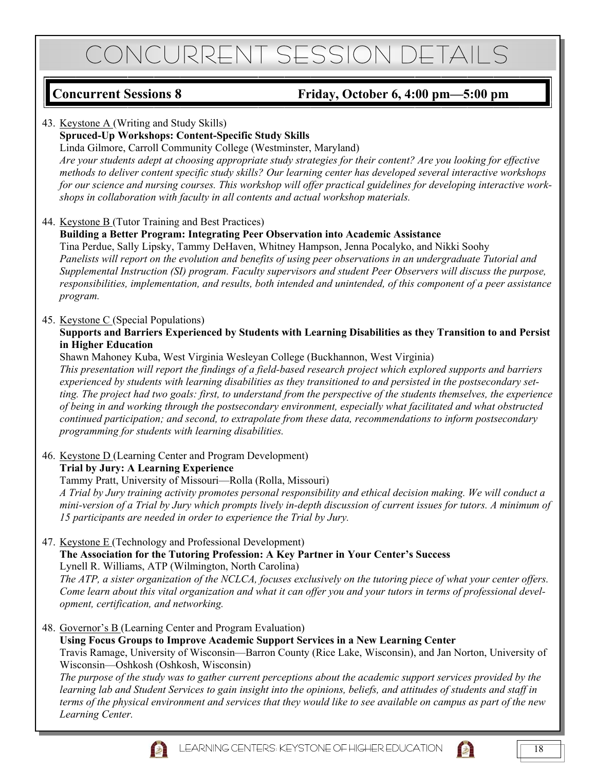# CONCURRENT SESSION DETAILS

## Concurrent Sessions 8 — Friday, October 6, 4:00 pm—5:00 pm

43. Keystone A (Writing and Study Skills)
**Spruced-Up Workshops: Content-Specific Study Skills**
Linda Gilmore, Carroll Community College (Westminster, Maryland)
*Are your students adept at choosing appropriate study strategies for their content? Are you looking for effective methods to deliver content specific study skills? Our learning center has developed several interactive workshops for our science and nursing courses. This workshop will offer practical guidelines for developing interactive workshops in collaboration with faculty in all contents and actual workshop materials.*

44. Keystone B (Tutor Training and Best Practices)
**Building a Better Program: Integrating Peer Observation into Academic Assistance**
Tina Perdue, Sally Lipsky, Tammy DeHaven, Whitney Hampson, Jenna Pocalyko, and Nikki Soohy
*Panelists will report on the evolution and benefits of using peer observations in an undergraduate Tutorial and Supplemental Instruction (SI) program. Faculty supervisors and student Peer Observers will discuss the purpose, responsibilities, implementation, and results, both intended and unintended, of this component of a peer assistance program.*

45. Keystone C (Special Populations)
**Supports and Barriers Experienced by Students with Learning Disabilities as they Transition to and Persist in Higher Education**
Shawn Mahoney Kuba, West Virginia Wesleyan College (Buckhannon, West Virginia)
*This presentation will report the findings of a field-based research project which explored supports and barriers experienced by students with learning disabilities as they transitioned to and persisted in the postsecondary setting. The project had two goals: first, to understand from the perspective of the students themselves, the experience of being in and working through the postsecondary environment, especially what facilitated and what obstructed continued participation; and second, to extrapolate from these data, recommendations to inform postsecondary programming for students with learning disabilities.*

46. Keystone D (Learning Center and Program Development)
**Trial by Jury: A Learning Experience**
Tammy Pratt, University of Missouri—Rolla (Rolla, Missouri)
*A Trial by Jury training activity promotes personal responsibility and ethical decision making. We will conduct a mini-version of a Trial by Jury which prompts lively in-depth discussion of current issues for tutors. A minimum of 15 participants are needed in order to experience the Trial by Jury.*

47. Keystone E (Technology and Professional Development)
**The Association for the Tutoring Profession: A Key Partner in Your Center's Success**
Lynell R. Williams, ATP (Wilmington, North Carolina)
*The ATP, a sister organization of the NCLCA, focuses exclusively on the tutoring piece of what your center offers. Come learn about this vital organization and what it can offer you and your tutors in terms of professional development, certification, and networking.*

48. Governor's B (Learning Center and Program Evaluation)
**Using Focus Groups to Improve Academic Support Services in a New Learning Center**
Travis Ramage, University of Wisconsin—Barron County (Rice Lake, Wisconsin), and Jan Norton, University of Wisconsin—Oshkosh (Oshkosh, Wisconsin)
*The purpose of the study was to gather current perceptions about the academic support services provided by the learning lab and Student Services to gain insight into the opinions, beliefs, and attitudes of students and staff in terms of the physical environment and services that they would like to see available on campus as part of the new Learning Center.*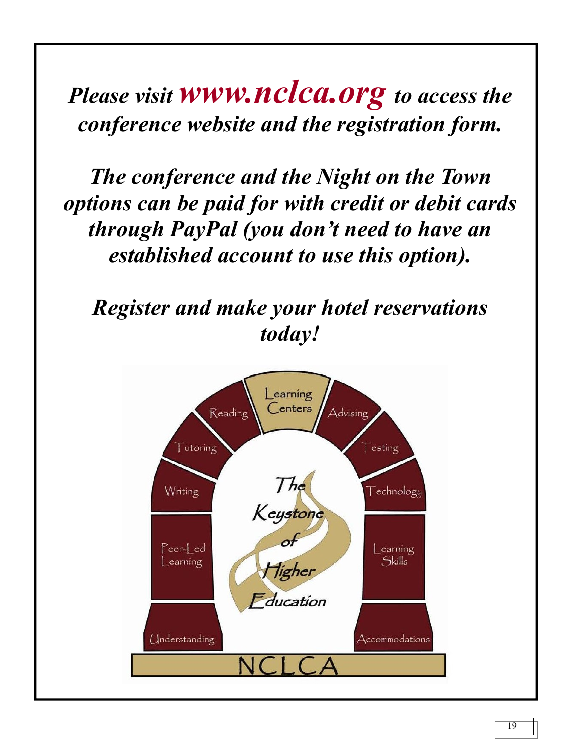*Please visit **www.nclca.org** to access the conference website and the registration form.*

*The conference and the Night on the Town options can be paid for with credit or debit cards through PayPal (you don't need to have an established account to use this option).*

*Register and make your hotel reservations today!*

Learning Centers
Reading
Advising
Tutoring
Testing
Writing
Technology
Peer-Led Learning
Learning Skills
Understanding
Accommodations
The Keystone of Higher Education
NCLCA